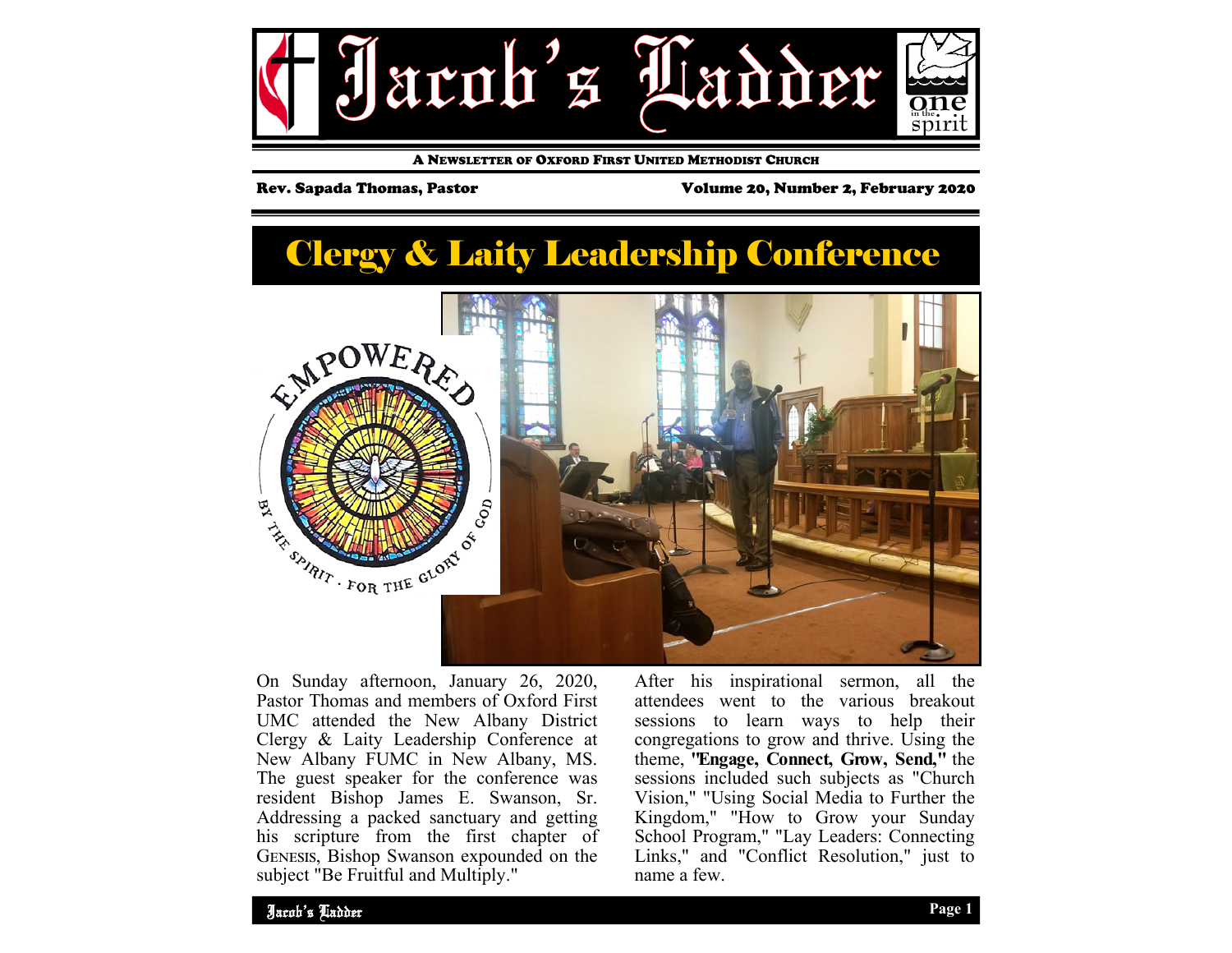# Jacob's Ladder

A Newsletter of Oxford First United Methodist Church

Rev. Sapada Thomas, Pastor

Volume 20, Number 2, February 2020

## Clergy & Laity Leadership Conference

On Sunday afternoon, January 26, 2020, Pastor Thomas and members of Oxford First UMC attended the New Albany District Clergy & Laity Leadership Conference at New Albany FUMC in New Albany, MS. The guest speaker for the conference was resident Bishop James E. Swanson, Sr. Addressing a packed sanctuary and getting his scripture from the first chapter of Genesis, Bishop Swanson expounded on the subject "Be Fruitful and Multiply."

After his inspirational sermon, all the attendees went to the various breakout sessions to learn ways to help their congregations to grow and thrive. Using the theme, **"Engage, Connect, Grow, Send,"** the sessions included such subjects as "Church Vision," "Using Social Media to Further the Kingdom," "How to Grow your Sunday School Program," "Lay Leaders: Connecting Links," and "Conflict Resolution," just to name a few.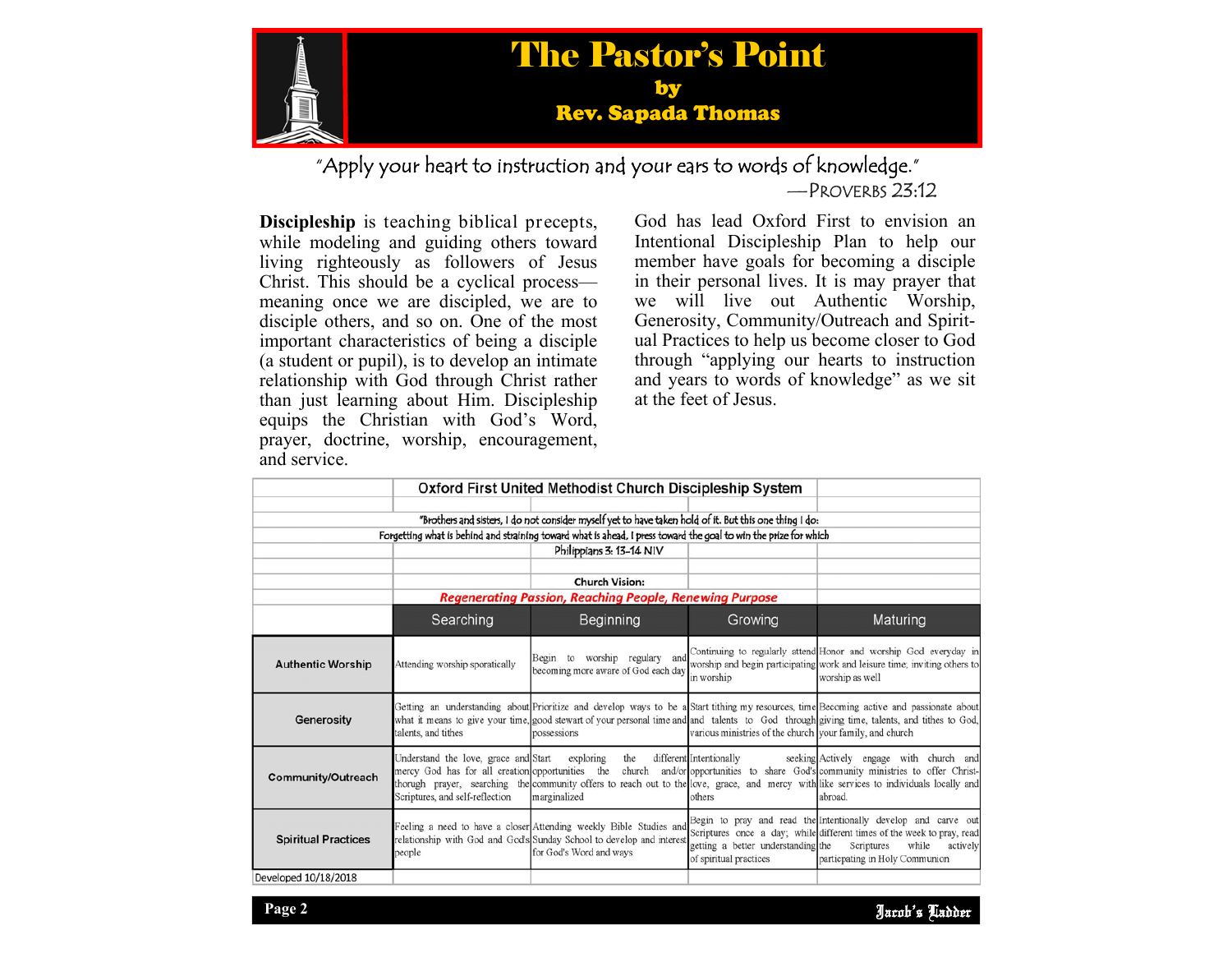# The Pastor's Point

**by**

**Rev. Sapada Thomas**

"Apply your heart to instruction and your ears to words of knowledge."
—Proverbs 23:12

**Discipleship** is teaching biblical precepts, while modeling and guiding others toward living righteously as followers of Jesus Christ. This should be a cyclical process—meaning once we are discipled, we are to disciple others, and so on. One of the most important characteristics of being a disciple (a student or pupil), is to develop an intimate relationship with God through Christ rather than just learning about Him. Discipleship equips the Christian with God's Word, prayer, doctrine, worship, encouragement, and service.

God has lead Oxford First to envision an Intentional Discipleship Plan to help our member have goals for becoming a disciple in their personal lives. It is may prayer that we will live out Authentic Worship, Generosity, Community/Outreach and Spiritual Practices to help us become closer to God through "applying our hearts to instruction and years to words of knowledge" as we sit at the feet of Jesus.

## Oxford First United Methodist Church Discipleship System

"Brothers and sisters, I do not consider myself yet to have taken hold of it. But this one thing I do: Forgetting what is behind and straining toward what is ahead, I press toward the goal to win the prize for which
Philippians 3: 13-14 NIV

Church Vision:
*Regenerating Passion, Reaching People, Renewing Purpose*

| | Searching | Beginning | Growing | Maturing |
|---|---|---|---|---|
| **Authentic Worship** | Attending worship sporatically | Begin to worship regulary and becoming more aware of God each day | Continuing to regularly attend worship and begin participating in worship | Honor and worship God everyday in work and leisure time; inviting others to worship as well |
| **Generosity** | Getting an understanding about what it means to give your time, talents, and tithes | Prioritize and develop ways to be a good stewart of your personal time and possessions | Start tithing my resources, time and talents to God through various ministries of the church | Becoming active and passionate about giving time, talents, and tithes to God, your family, and church |
| **Community/Outreach** | Understand the love, grace and mercy God has for all creation thorugh prayer, searching the Scriptures, and self-reflection | Start exploring the different opportunities the church and/or community offers to reach out to the marginalized | Intentionally seeking opportunities to share God's love, grace, and mercy with others | Actively engage with church and community ministries to offer Christ-like services to individuals locally and abroad. |
| **Spiritual Practices** | Feeling a need to have a closer relationship with God and God's people | Attending weekly Bible Studies and Sunday School to develop and interest for God's Word and ways | Begin to pray and read the Scriptures once a day; while getting a better understanding of spiritual practices | Intentionally develop and carve out different times of the week to pray, read the Scriptures while actively particpating in Holy Communion |

Developed 10/18/2018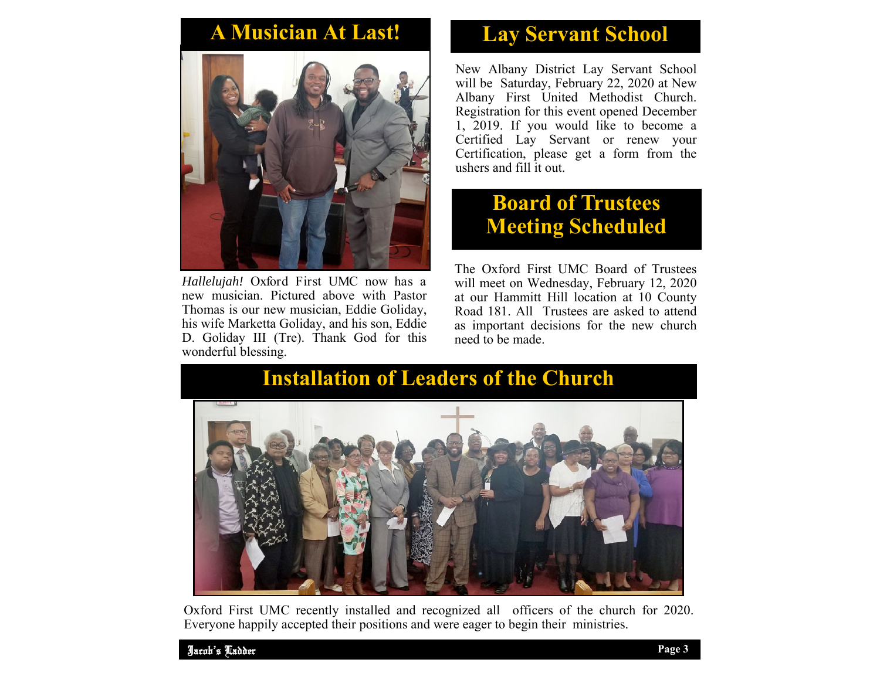## A Musician At Last!

*Hallelujah!* Oxford First UMC now has a new musician. Pictured above with Pastor Thomas is our new musician, Eddie Goliday, his wife Marketta Goliday, and his son, Eddie D. Goliday III (Tre). Thank God for this wonderful blessing.

## Lay Servant School

New Albany District Lay Servant School will be Saturday, February 22, 2020 at New Albany First United Methodist Church. Registration for this event opened December 1, 2019. If you would like to become a Certified Lay Servant or renew your Certification, please get a form from the ushers and fill it out.

## Board of Trustees Meeting Scheduled

The Oxford First UMC Board of Trustees will meet on Wednesday, February 12, 2020 at our Hammitt Hill location at 10 County Road 181. All Trustees are asked to attend as important decisions for the new church need to be made.

## Installation of Leaders of the Church

Oxford First UMC recently installed and recognized all officers of the church for 2020. Everyone happily accepted their positions and were eager to begin their ministries.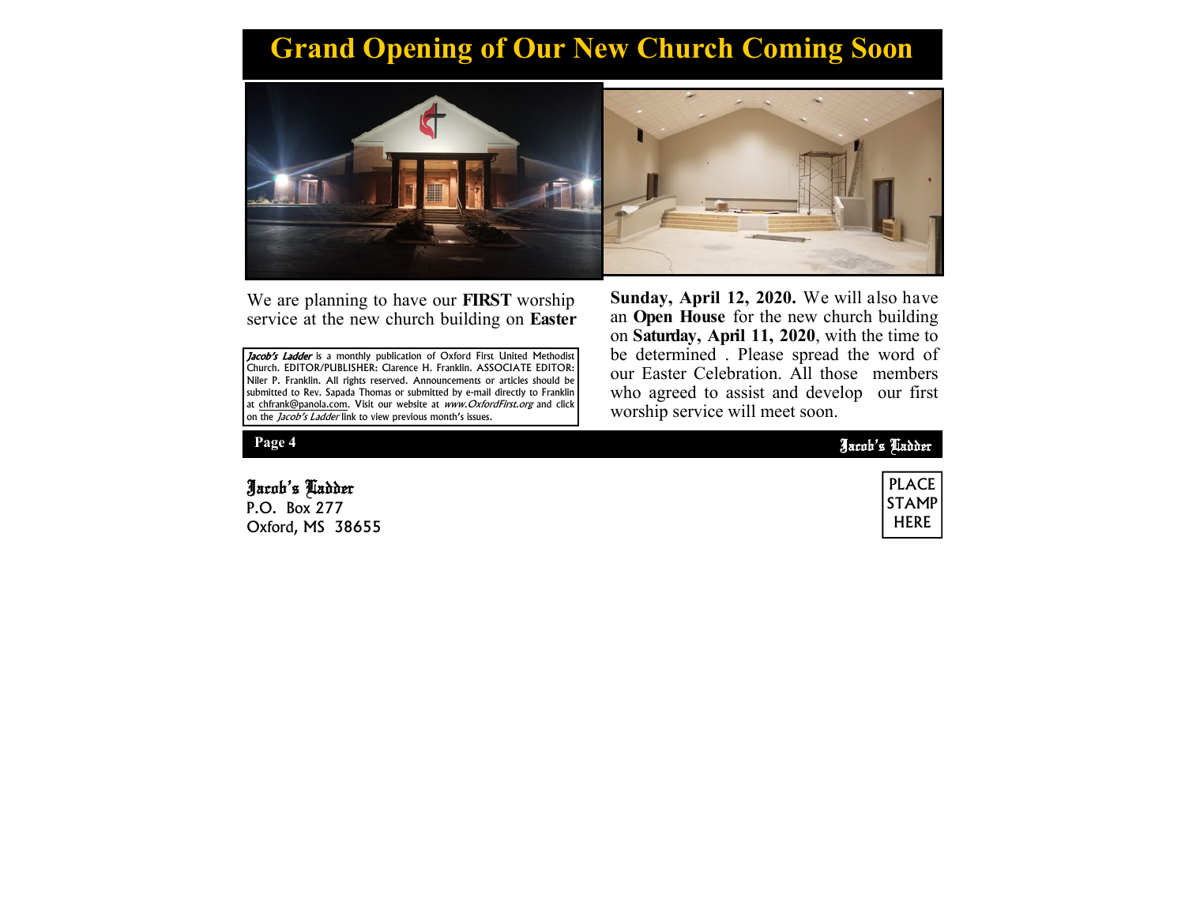# Grand Opening of Our New Church Coming Soon

We are planning to have our **FIRST** worship service at the new church building on **Easter Sunday, April 12, 2020.** We will also have an **Open House** for the new church building on **Saturday, April 11, 2020**, with the time to be determined . Please spread the word of our Easter Celebration. All those members who agreed to assist and develop our first worship service will meet soon.

*Jacob's Ladder* is a monthly publication of Oxford First United Methodist Church. EDITOR/PUBLISHER: Clarence H. Franklin. ASSOCIATE EDITOR: Niler P. Franklin. All rights reserved. Announcements or articles should be submitted to Rev. Sapada Thomas or submitted by e-mail directly to Franklin at chfrank@panola.com. Visit our website at *www.OxfordFirst.org* and click on the *Jacob's Ladder* link to view previous month's issues.

Jacob's Ladder
P.O. Box 277
Oxford, MS 38655

PLACE
STAMP
HERE